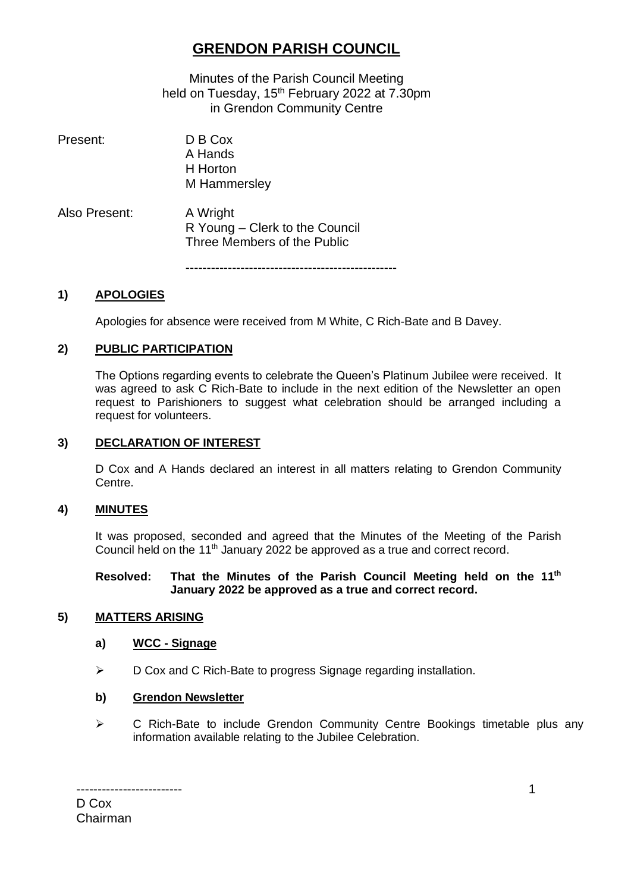# GRENDON PARISH COUNCIL

Minutes of the Parish Council Meeting
held on Tuesday, 15th February 2022 at 7.30pm
in Grendon Community Centre

Present: D B Cox
A Hands
H Horton
M Hammersley

Also Present: A Wright
R Young – Clerk to the Council
Three Members of the Public

--------------------------------------------------

## 1) APOLOGIES

Apologies for absence were received from M White, C Rich-Bate and B Davey.

## 2) PUBLIC PARTICIPATION

The Options regarding events to celebrate the Queen's Platinum Jubilee were received. It was agreed to ask C Rich-Bate to include in the next edition of the Newsletter an open request to Parishioners to suggest what celebration should be arranged including a request for volunteers.

## 3) DECLARATION OF INTEREST

D Cox and A Hands declared an interest in all matters relating to Grendon Community Centre.

## 4) MINUTES

It was proposed, seconded and agreed that the Minutes of the Meeting of the Parish Council held on the 11th January 2022 be approved as a true and correct record.

**Resolved: That the Minutes of the Parish Council Meeting held on the 11th January 2022 be approved as a true and correct record.**

## 5) MATTERS ARISING

### a) WCC - Signage

- D Cox and C Rich-Bate to progress Signage regarding installation.

### b) Grendon Newsletter

- C Rich-Bate to include Grendon Community Centre Bookings timetable plus any information available relating to the Jubilee Celebration.

-------------------------
D Cox
Chairman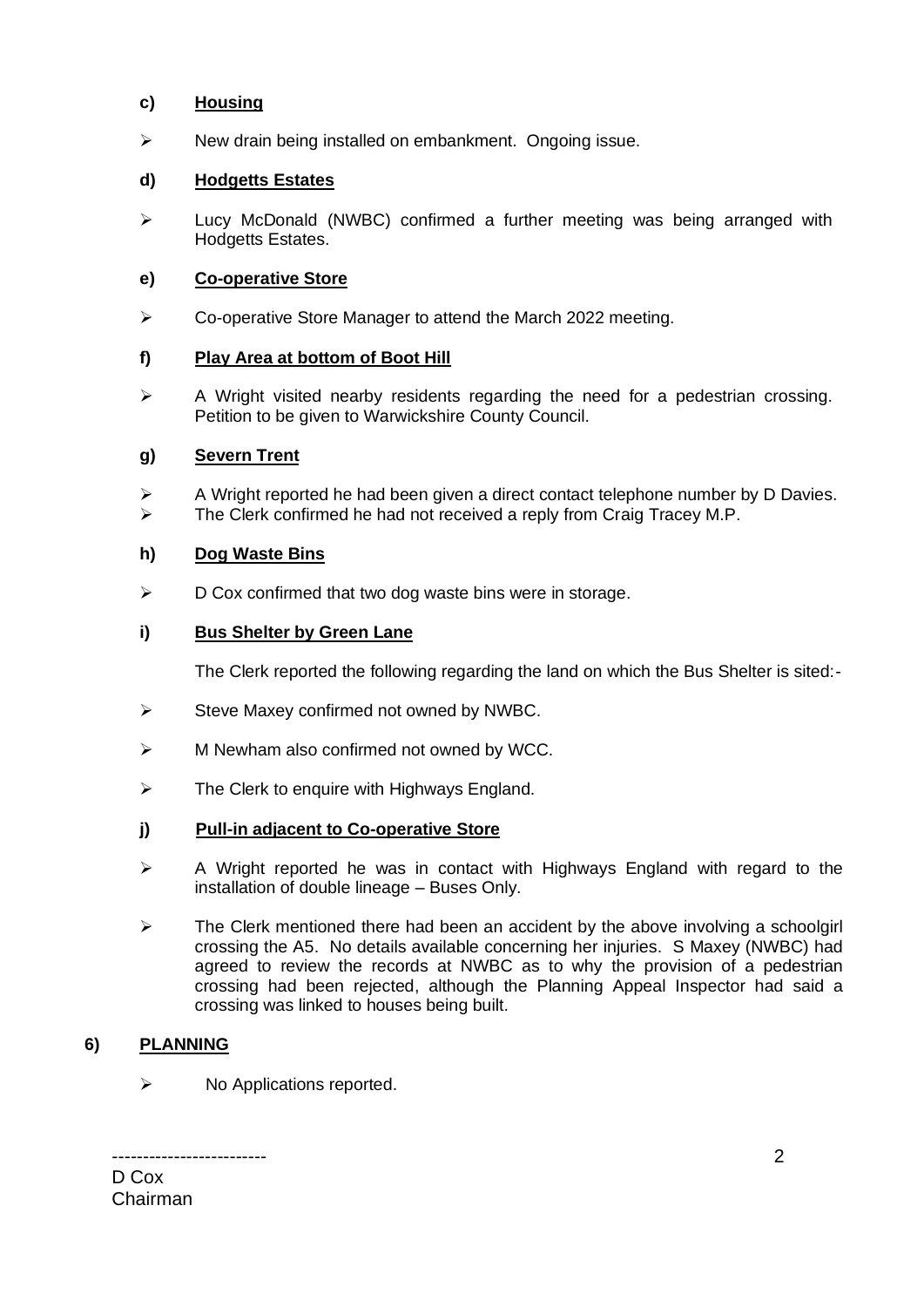### c) Housing

- New drain being installed on embankment. Ongoing issue.

### d) Hodgetts Estates

- Lucy McDonald (NWBC) confirmed a further meeting was being arranged with Hodgetts Estates.

### e) Co-operative Store

- Co-operative Store Manager to attend the March 2022 meeting.

### f) Play Area at bottom of Boot Hill

- A Wright visited nearby residents regarding the need for a pedestrian crossing. Petition to be given to Warwickshire County Council.

### g) Severn Trent

- A Wright reported he had been given a direct contact telephone number by D Davies.
- The Clerk confirmed he had not received a reply from Craig Tracey M.P.

### h) Dog Waste Bins

- D Cox confirmed that two dog waste bins were in storage.

### i) Bus Shelter by Green Lane

The Clerk reported the following regarding the land on which the Bus Shelter is sited:-

- Steve Maxey confirmed not owned by NWBC.
- M Newham also confirmed not owned by WCC.
- The Clerk to enquire with Highways England.

### j) Pull-in adjacent to Co-operative Store

- A Wright reported he was in contact with Highways England with regard to the installation of double lineage – Buses Only.
- The Clerk mentioned there had been an accident by the above involving a schoolgirl crossing the A5. No details available concerning her injuries. S Maxey (NWBC) had agreed to review the records at NWBC as to why the provision of a pedestrian crossing had been rejected, although the Planning Appeal Inspector had said a crossing was linked to houses being built.

## 6) PLANNING

- No Applications reported.

-------------------------
D Cox
Chairman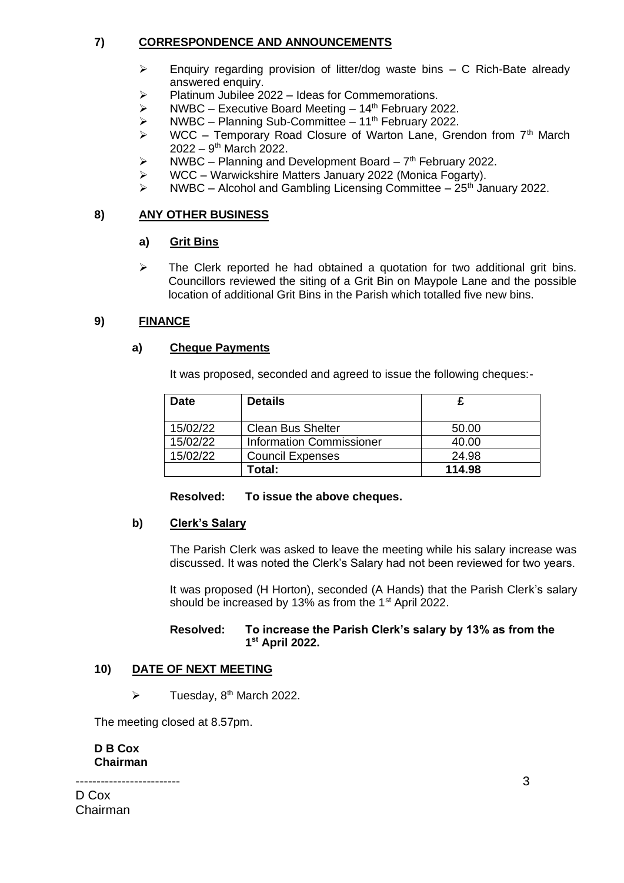## 7) CORRESPONDENCE AND ANNOUNCEMENTS

- Enquiry regarding provision of litter/dog waste bins – C Rich-Bate already answered enquiry.
- Platinum Jubilee 2022 – Ideas for Commemorations.
- NWBC – Executive Board Meeting – 14th February 2022.
- NWBC – Planning Sub-Committee – 11th February 2022.
- WCC – Temporary Road Closure of Warton Lane, Grendon from 7th March 2022 – 9th March 2022.
- NWBC – Planning and Development Board – 7th February 2022.
- WCC – Warwickshire Matters January 2022 (Monica Fogarty).
- NWBC – Alcohol and Gambling Licensing Committee – 25th January 2022.

## 8) ANY OTHER BUSINESS

### a) Grit Bins

- The Clerk reported he had obtained a quotation for two additional grit bins. Councillors reviewed the siting of a Grit Bin on Maypole Lane and the possible location of additional Grit Bins in the Parish which totalled five new bins.

## 9) FINANCE

### a) Cheque Payments

It was proposed, seconded and agreed to issue the following cheques:-

| Date | Details | £ |
|---|---|---|
| 15/02/22 | Clean Bus Shelter | 50.00 |
| 15/02/22 | Information Commissioner | 40.00 |
| 15/02/22 | Council Expenses | 24.98 |
| | **Total:** | **114.98** |

**Resolved: To issue the above cheques.**

### b) Clerk's Salary

The Parish Clerk was asked to leave the meeting while his salary increase was discussed. It was noted the Clerk's Salary had not been reviewed for two years.

It was proposed (H Horton), seconded (A Hands) that the Parish Clerk's salary should be increased by 13% as from the 1st April 2022.

**Resolved: To increase the Parish Clerk's salary by 13% as from the 1st April 2022.**

## 10) DATE OF NEXT MEETING

- Tuesday, 8th March 2022.

The meeting closed at 8.57pm.

**D B Cox**
**Chairman**

-------------------------

D Cox
Chairman